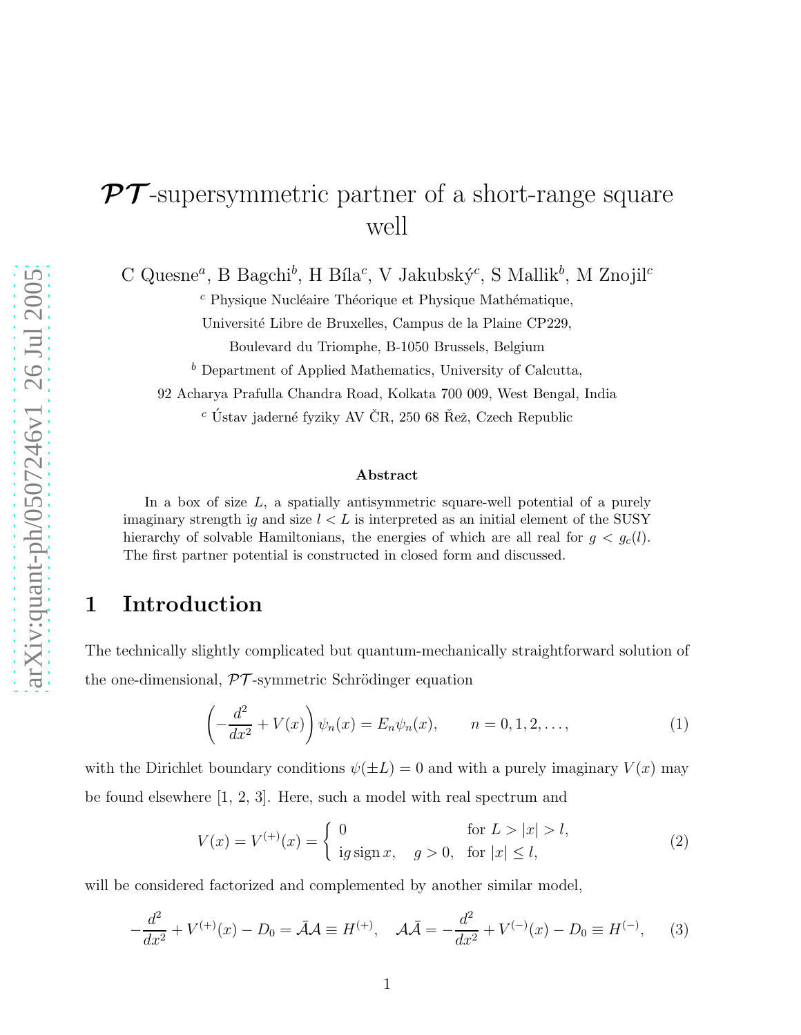# $\mathcal{PT}$-supersymmetric partner of a short-range square well

C Quesne[a], B Bagchi[b], H Bíla[c], V Jakubský[c], S Mallik[b], M Znojil[c]

[c] Physique Nucléaire Théorique et Physique Mathématique,

Université Libre de Bruxelles, Campus de la Plaine CP229,

Boulevard du Triomphe, B-1050 Brussels, Belgium

[b] Department of Applied Mathematics, University of Calcutta,

92 Acharya Prafulla Chandra Road, Kolkata 700 009, West Bengal, India

[c] Ústav jaderné fyziky AV ČR, 250 68 Řež, Czech Republic

### Abstract

In a box of size $L$, a spatially antisymmetric square-well potential of a purely imaginary strength i$g$ and size $l < L$ is interpreted as an initial element of the SUSY hierarchy of solvable Hamiltonians, the energies of which are all real for $g < g_c(l)$. The first partner potential is constructed in closed form and discussed.

## 1 Introduction

The technically slightly complicated but quantum-mechanically straightforward solution of the one-dimensional, $\mathcal{PT}$-symmetric Schrödinger equation

$$\left(-\frac{d^2}{dx^2} + V(x)\right)\psi_n(x) = E_n\psi_n(x), \qquad n = 0, 1, 2, \ldots, \tag{1}$$

with the Dirichlet boundary conditions $\psi(\pm L) = 0$ and with a purely imaginary $V(x)$ may be found elsewhere [1, 2, 3]. Here, such a model with real spectrum and

$$V(x) = V^{(+)}(x) = \begin{cases} 0 & \text{for } L > |x| > l, \\ \mathrm{i}g\,\mathrm{sign}\,x, \quad g > 0, & \text{for } |x| \leq l, \end{cases} \tag{2}$$

will be considered factorized and complemented by another similar model,

$$-\frac{d^2}{dx^2} + V^{(+)}(x) - D_0 = \bar{\mathcal{A}}\mathcal{A} \equiv H^{(+)}, \quad \mathcal{A}\bar{\mathcal{A}} = -\frac{d^2}{dx^2} + V^{(-)}(x) - D_0 \equiv H^{(-)}, \tag{3}$$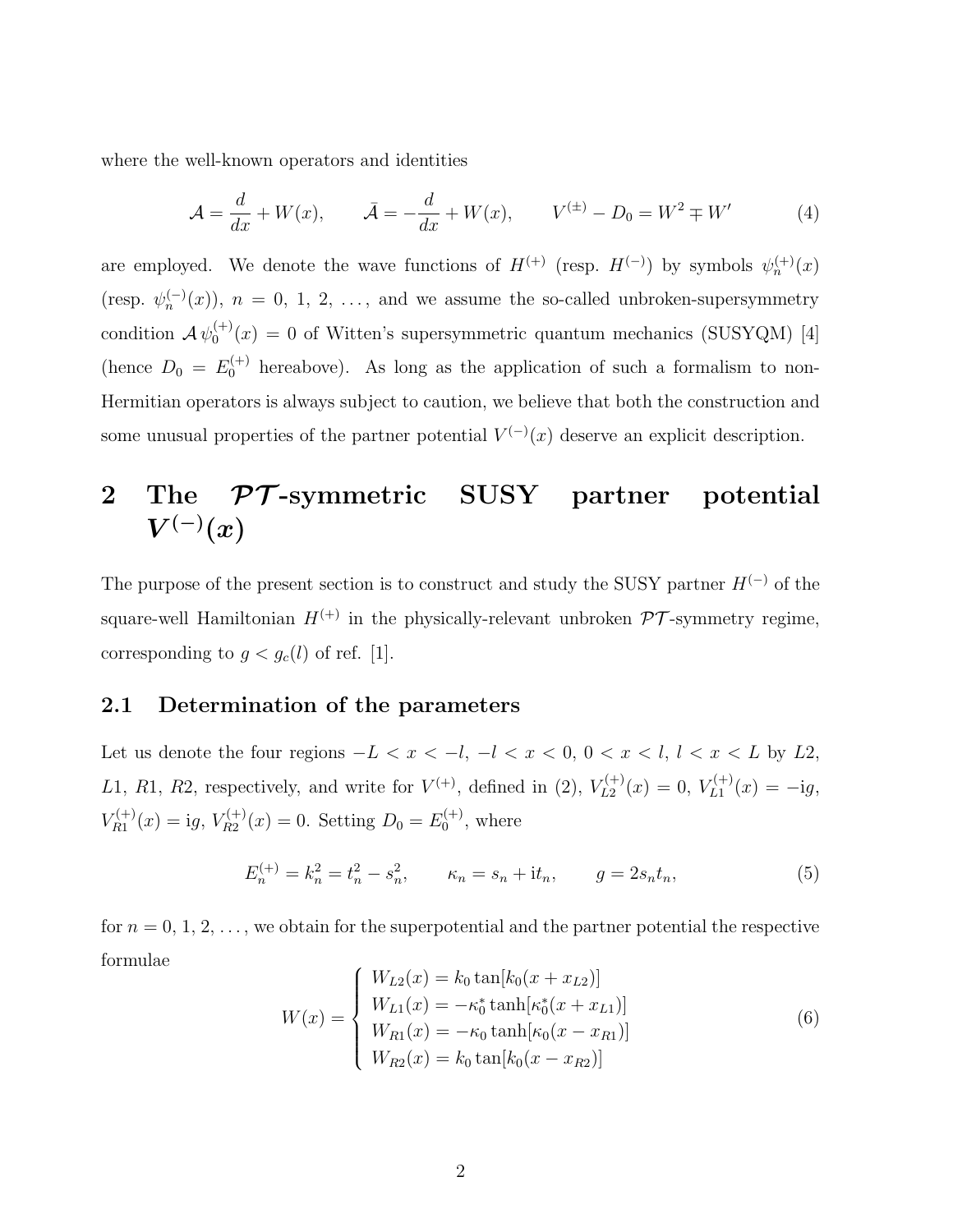where the well-known operators and identities

$$\mathcal{A} = \frac{d}{dx} + W(x), \qquad \bar{\mathcal{A}} = -\frac{d}{dx} + W(x), \qquad V^{(\pm)} - D_0 = W^2 \mp W' \tag{4}$$

are employed. We denote the wave functions of $H^{(+)}$ (resp. $H^{(-)}$) by symbols $\psi_n^{(+)}(x)$ (resp. $\psi_n^{(-)}(x)$), $n = 0, 1, 2, \ldots$, and we assume the so-called unbroken-supersymmetry condition $\mathcal{A}\,\psi_0^{(+)}(x) = 0$ of Witten's supersymmetric quantum mechanics (SUSYQM) [4] (hence $D_0 = E_0^{(+)}$ hereabove). As long as the application of such a formalism to non-Hermitian operators is always subject to caution, we believe that both the construction and some unusual properties of the partner potential $V^{(-)}(x)$ deserve an explicit description.

## 2 The $\mathcal{PT}$-symmetric SUSY partner potential $V^{(-)}(x)$

The purpose of the present section is to construct and study the SUSY partner $H^{(-)}$ of the square-well Hamiltonian $H^{(+)}$ in the physically-relevant unbroken $\mathcal{PT}$-symmetry regime, corresponding to $g < g_c(l)$ of ref. [1].

### 2.1 Determination of the parameters

Let us denote the four regions $-L < x < -l$, $-l < x < 0$, $0 < x < l$, $l < x < L$ by $L2$, $L1$, $R1$, $R2$, respectively, and write for $V^{(+)}$, defined in (2), $V_{L2}^{(+)}(x) = 0$, $V_{L1}^{(+)}(x) = -\mathrm{i}g$, $V_{R1}^{(+)}(x) = \mathrm{i}g$, $V_{R2}^{(+)}(x) = 0$. Setting $D_0 = E_0^{(+)}$, where

$$E_n^{(+)} = k_n^2 = t_n^2 - s_n^2, \qquad \kappa_n = s_n + \mathrm{i}t_n, \qquad g = 2s_nt_n, \tag{5}$$

for $n = 0, 1, 2, \ldots$, we obtain for the superpotential and the partner potential the respective formulae

$$W(x) = \begin{cases} W_{L2}(x) = k_0 \tan[k_0(x + x_{L2})] \\ W_{L1}(x) = -\kappa_0^* \tanh[\kappa_0^*(x + x_{L1})] \\ W_{R1}(x) = -\kappa_0 \tanh[\kappa_0(x - x_{R1})] \\ W_{R2}(x) = k_0 \tan[k_0(x - x_{R2})] \end{cases} \tag{6}$$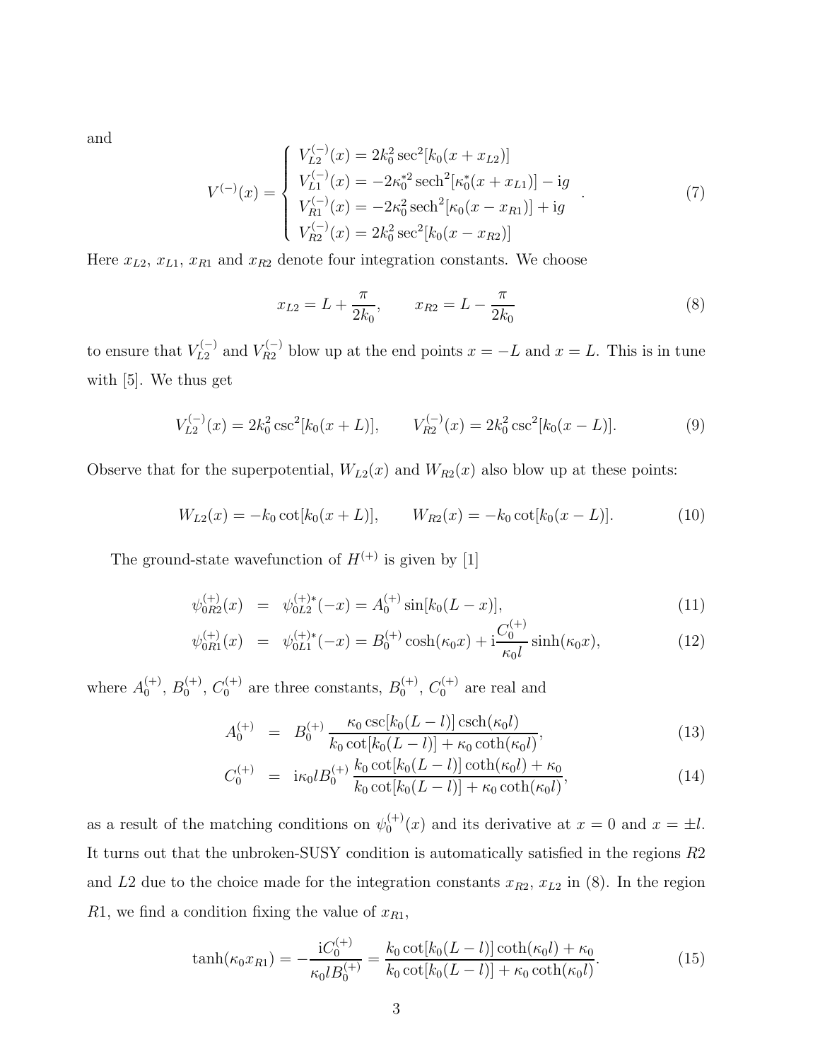and

$$
V^{(-)}(x) = \left\{ \begin{array}{l} V_{L2}^{(-)}(x) = 2k_0^2 \sec^2[k_0(x + x_{L2})] \\ V_{L1}^{(-)}(x) = -2\kappa_0^{*2} \operatorname{sech}^2[\kappa_0^*(x + x_{L1})] - \mathrm{i}g \\ V_{R1}^{(-)}(x) = -2\kappa_0^2 \operatorname{sech}^2[\kappa_0(x - x_{R1})] + \mathrm{i}g \\ V_{R2}^{(-)}(x) = 2k_0^2 \sec^2[k_0(x - x_{R2})] \end{array} \right. . \tag{7}
$$

Here $x_{L2}$, $x_{L1}$, $x_{R1}$ and $x_{R2}$ denote four integration constants. We choose

$$
x_{L2} = L + \frac{\pi}{2k_0}, \qquad x_{R2} = L - \frac{\pi}{2k_0} \tag{8}
$$

to ensure that $V_{L2}^{(-)}$ and $V_{R2}^{(-)}$ blow up at the end points $x = -L$ and $x = L$. This is in tune with [5]. We thus get

$$
V_{L2}^{(-)}(x) = 2k_0^2 \csc^2[k_0(x + L)], \qquad V_{R2}^{(-)}(x) = 2k_0^2 \csc^2[k_0(x - L)]. \tag{9}
$$

Observe that for the superpotential, $W_{L2}(x)$ and $W_{R2}(x)$ also blow up at these points:

$$
W_{L2}(x) = -k_0 \cot[k_0(x + L)], \qquad W_{R2}(x) = -k_0 \cot[k_0(x - L)]. \tag{10}
$$

The ground-state wavefunction of $H^{(+)}$ is given by [1]

$$
\psi_{0R2}^{(+)}(x) = \psi_{0L2}^{(+)*}(-x) = A_0^{(+)} \sin[k_0(L - x)], \tag{11}
$$

$$
\psi_{0R1}^{(+)}(x) = \psi_{0L1}^{(+)*}(-x) = B_0^{(+)} \cosh(\kappa_0 x) + \mathrm{i}\frac{C_0^{(+)}}{\kappa_0 l} \sinh(\kappa_0 x), \tag{12}
$$

where $A_0^{(+)}$, $B_0^{(+)}$, $C_0^{(+)}$ are three constants, $B_0^{(+)}$, $C_0^{(+)}$ are real and

$$
A_0^{(+)} = B_0^{(+)} \frac{\kappa_0 \csc[k_0(L - l)] \operatorname{csch}(\kappa_0 l)}{k_0 \cot[k_0(L - l)] + \kappa_0 \coth(\kappa_0 l)}, \tag{13}
$$

$$
C_0^{(+)} = \mathrm{i}\kappa_0 l B_0^{(+)} \frac{k_0 \cot[k_0(L - l)] \coth(\kappa_0 l) + \kappa_0}{k_0 \cot[k_0(L - l)] + \kappa_0 \coth(\kappa_0 l)}, \tag{14}
$$

as a result of the matching conditions on $\psi_0^{(+)}(x)$ and its derivative at $x = 0$ and $x = \pm l$. It turns out that the unbroken-SUSY condition is automatically satisfied in the regions $R2$ and $L2$ due to the choice made for the integration constants $x_{R2}$, $x_{L2}$ in (8). In the region $R1$, we find a condition fixing the value of $x_{R1}$,

$$
\tanh(\kappa_0 x_{R1}) = -\frac{\mathrm{i}C_0^{(+)}}{\kappa_0 l B_0^{(+)}} = \frac{k_0 \cot[k_0(L - l)] \coth(\kappa_0 l) + \kappa_0}{k_0 \cot[k_0(L - l)] + \kappa_0 \coth(\kappa_0 l)}. \tag{15}
$$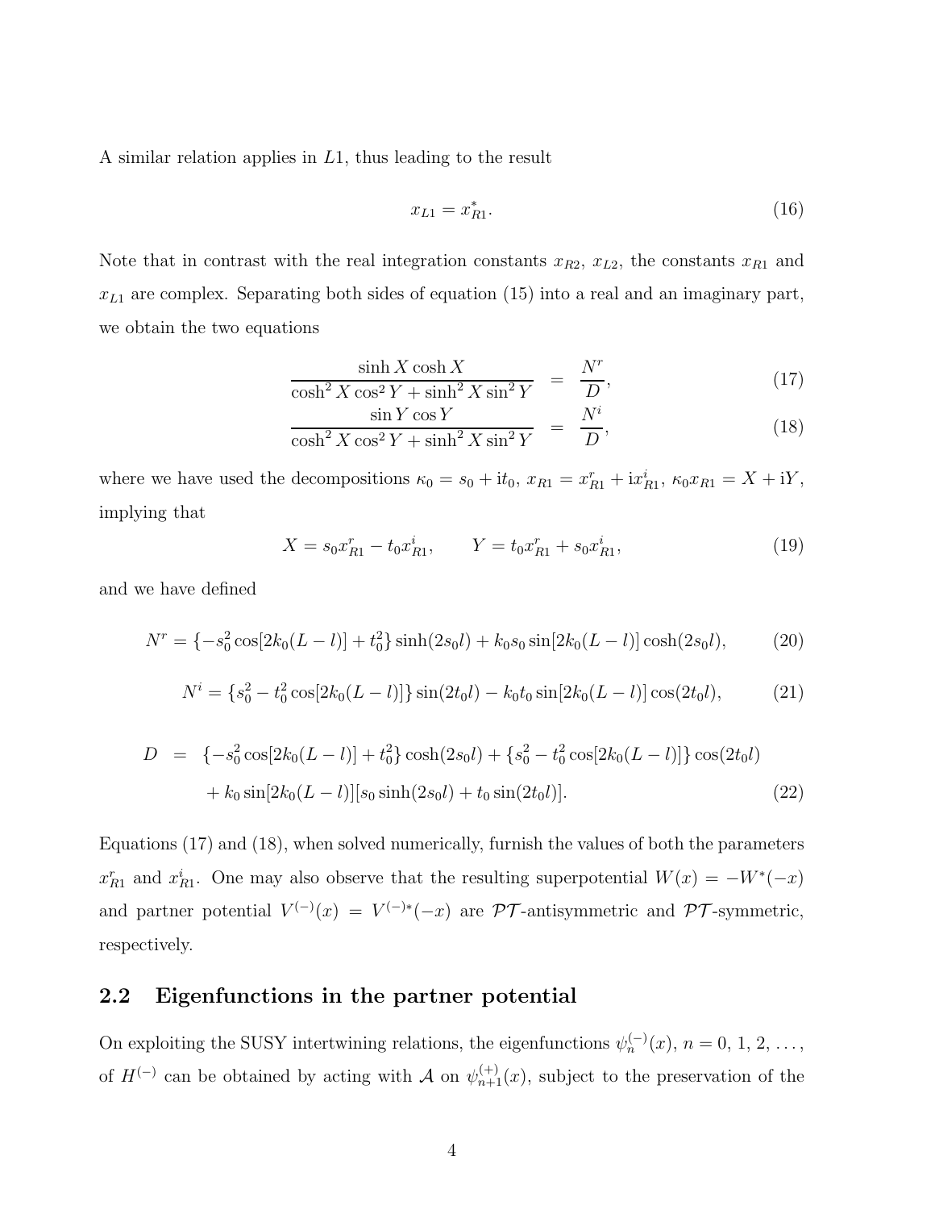A similar relation applies in $L1$, thus leading to the result

$$x_{L1} = x_{R1}^*. \tag{16}$$

Note that in contrast with the real integration constants $x_{R2}$, $x_{L2}$, the constants $x_{R1}$ and $x_{L1}$ are complex. Separating both sides of equation (15) into a real and an imaginary part, we obtain the two equations

$$\frac{\sinh X \cosh X}{\cosh^2 X \cos^2 Y + \sinh^2 X \sin^2 Y} = \frac{N^r}{D}, \tag{17}$$

$$\frac{\sin Y \cos Y}{\cosh^2 X \cos^2 Y + \sinh^2 X \sin^2 Y} = \frac{N^i}{D}, \tag{18}$$

where we have used the decompositions $\kappa_0 = s_0 + \mathrm{i}t_0$, $x_{R1} = x_{R1}^r + \mathrm{i}x_{R1}^i$, $\kappa_0 x_{R1} = X + \mathrm{i}Y$, implying that

$$X = s_0 x_{R1}^r - t_0 x_{R1}^i, \qquad Y = t_0 x_{R1}^r + s_0 x_{R1}^i, \tag{19}$$

and we have defined

$$N^r = \{-s_0^2 \cos[2k_0(L-l)] + t_0^2\} \sinh(2s_0 l) + k_0 s_0 \sin[2k_0(L-l)] \cosh(2s_0 l), \tag{20}$$

$$N^i = \{s_0^2 - t_0^2 \cos[2k_0(L-l)]\} \sin(2t_0 l) - k_0 t_0 \sin[2k_0(L-l)] \cos(2t_0 l), \tag{21}$$

$$\begin{aligned} D = {} & \{-s_0^2 \cos[2k_0(L-l)] + t_0^2\} \cosh(2s_0 l) + \{s_0^2 - t_0^2 \cos[2k_0(L-l)]\} \cos(2t_0 l) \\ & + k_0 \sin[2k_0(L-l)][s_0 \sinh(2s_0 l) + t_0 \sin(2t_0 l)]. \end{aligned} \tag{22}$$

Equations (17) and (18), when solved numerically, furnish the values of both the parameters $x_{R1}^r$ and $x_{R1}^i$. One may also observe that the resulting superpotential $W(x) = -W^*(-x)$ and partner potential $V^{(-)}(x) = V^{(-)*}(-x)$ are $\mathcal{PT}$-antisymmetric and $\mathcal{PT}$-symmetric, respectively.

## 2.2 Eigenfunctions in the partner potential

On exploiting the SUSY intertwining relations, the eigenfunctions $\psi_n^{(-)}(x)$, $n = 0, 1, 2, \ldots,$ of $H^{(-)}$ can be obtained by acting with $\mathcal{A}$ on $\psi_{n+1}^{(+)}(x)$, subject to the preservation of the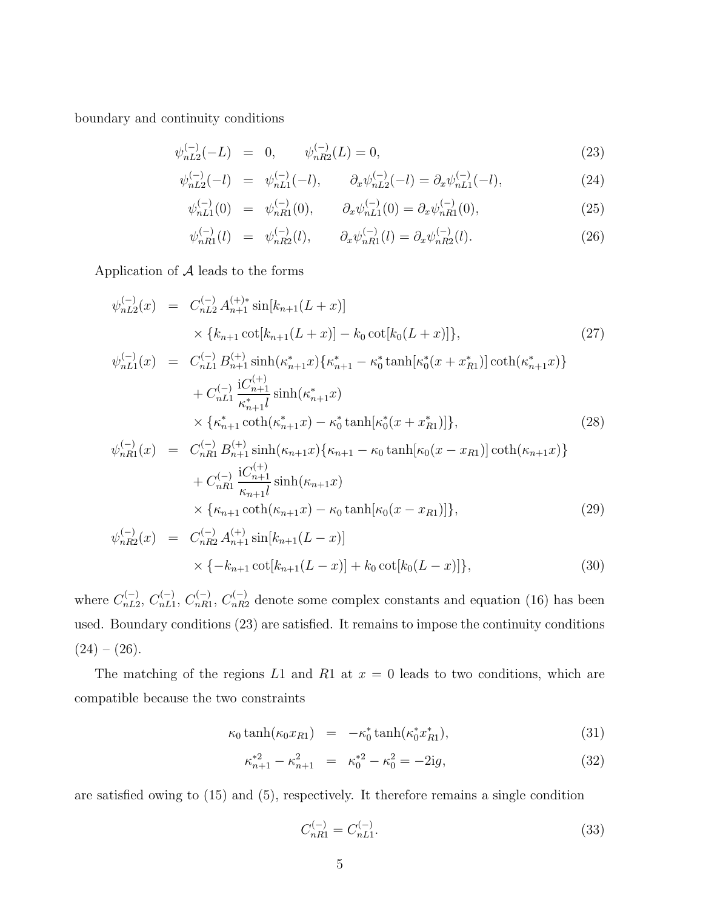boundary and continuity conditions

$$
\psi^{(-)}_{nL2}(-L) = 0, \qquad \psi^{(-)}_{nR2}(L) = 0, \tag{23}
$$

$$
\psi^{(-)}_{nL2}(-l) = \psi^{(-)}_{nL1}(-l), \qquad \partial_x \psi^{(-)}_{nL2}(-l) = \partial_x \psi^{(-)}_{nL1}(-l), \tag{24}
$$

$$
\psi^{(-)}_{nL1}(0) = \psi^{(-)}_{nR1}(0), \qquad \partial_x \psi^{(-)}_{nL1}(0) = \partial_x \psi^{(-)}_{nR1}(0), \tag{25}
$$

$$
\psi^{(-)}_{nR1}(l) = \psi^{(-)}_{nR2}(l), \qquad \partial_x \psi^{(-)}_{nR1}(l) = \partial_x \psi^{(-)}_{nR2}(l). \tag{26}
$$

Application of $\mathcal{A}$ leads to the forms

$$
\begin{aligned}
\psi^{(-)}_{nL2}(x) &= C^{(-)}_{nL2}\, A^{(+)*}_{n+1} \sin[k_{n+1}(L+x)] \\
&\quad \times \{k_{n+1} \cot[k_{n+1}(L+x)] - k_0 \cot[k_0(L+x)]\},
\end{aligned} \tag{27}
$$

$$
\begin{aligned}
\psi^{(-)}_{nL1}(x) &= C^{(-)}_{nL1}\, B^{(+)}_{n+1} \sinh(\kappa^*_{n+1} x)\{\kappa^*_{n+1} - \kappa^*_0 \tanh[\kappa^*_0(x + x^*_{R1})] \coth(\kappa^*_{n+1} x)\} \\
&\quad + C^{(-)}_{nL1} \frac{\mathrm{i} C^{(+)}_{n+1}}{\kappa^*_{n+1} l} \sinh(\kappa^*_{n+1} x) \\
&\quad \times \{\kappa^*_{n+1} \coth(\kappa^*_{n+1} x) - \kappa^*_0 \tanh[\kappa^*_0(x + x^*_{R1})]\},
\end{aligned} \tag{28}
$$

$$
\begin{aligned}
\psi^{(-)}_{nR1}(x) &= C^{(-)}_{nR1}\, B^{(+)}_{n+1} \sinh(\kappa_{n+1} x)\{\kappa_{n+1} - \kappa_0 \tanh[\kappa_0(x - x_{R1})] \coth(\kappa_{n+1} x)\} \\
&\quad + C^{(-)}_{nR1} \frac{\mathrm{i} C^{(+)}_{n+1}}{\kappa_{n+1} l} \sinh(\kappa_{n+1} x) \\
&\quad \times \{\kappa_{n+1} \coth(\kappa_{n+1} x) - \kappa_0 \tanh[\kappa_0(x - x_{R1})]\},
\end{aligned} \tag{29}
$$

$$
\begin{aligned}
\psi^{(-)}_{nR2}(x) &= C^{(-)}_{nR2}\, A^{(+)}_{n+1} \sin[k_{n+1}(L-x)] \\
&\quad \times \{-k_{n+1} \cot[k_{n+1}(L-x)] + k_0 \cot[k_0(L-x)]\},
\end{aligned} \tag{30}
$$

where $C^{(-)}_{nL2}$, $C^{(-)}_{nL1}$, $C^{(-)}_{nR1}$, $C^{(-)}_{nR2}$ denote some complex constants and equation (16) has been used. Boundary conditions (23) are satisfied. It remains to impose the continuity conditions (24) – (26).

The matching of the regions $L1$ and $R1$ at $x = 0$ leads to two conditions, which are compatible because the two constraints

$$
\kappa_0 \tanh(\kappa_0 x_{R1}) = -\kappa^*_0 \tanh(\kappa^*_0 x^*_{R1}), \tag{31}
$$

$$
\kappa^{*2}_{n+1} - \kappa^2_{n+1} = \kappa^{*2}_0 - \kappa^2_0 = -2\mathrm{i}g, \tag{32}
$$

are satisfied owing to (15) and (5), respectively. It therefore remains a single condition

$$
C^{(-)}_{nR1} = C^{(-)}_{nL1}. \tag{33}
$$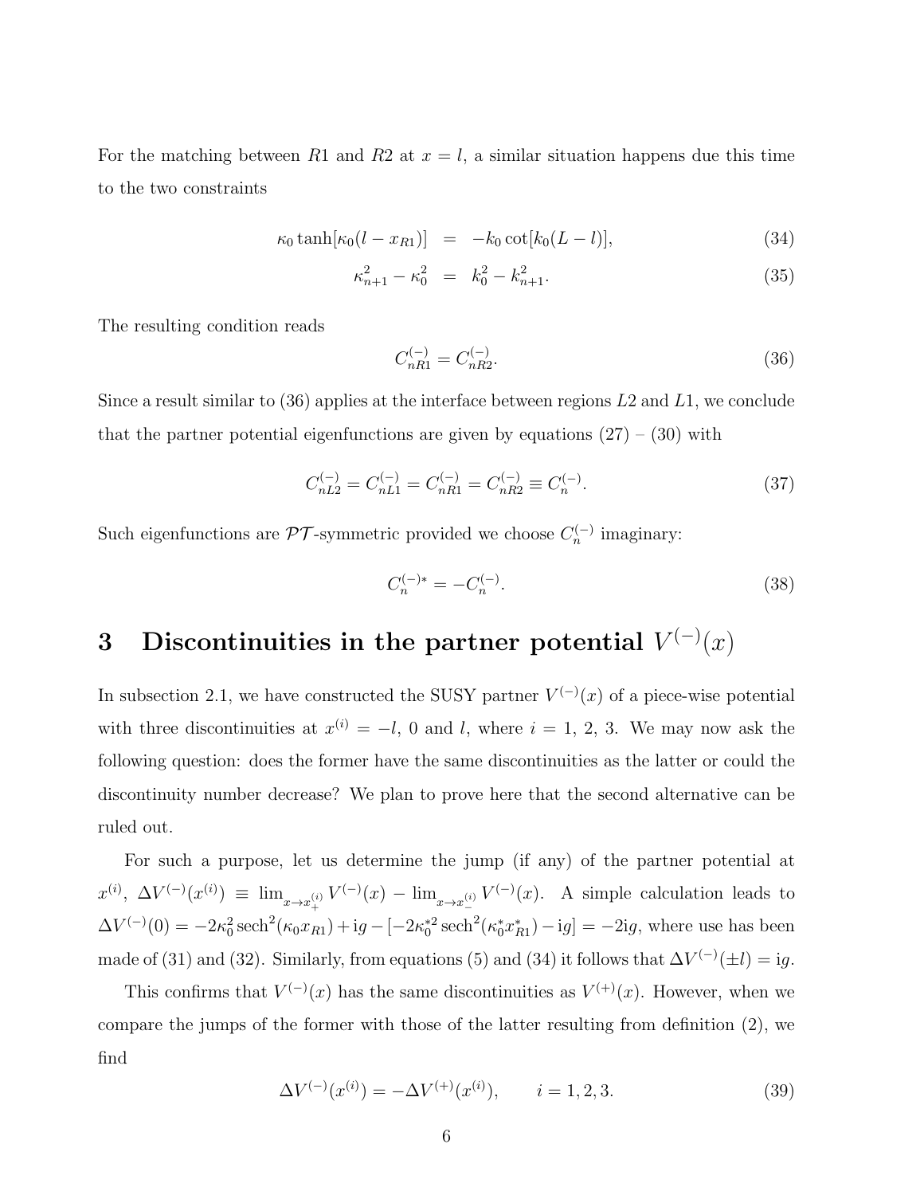For the matching between $R1$ and $R2$ at $x = l$, a similar situation happens due this time to the two constraints

$$\begin{aligned} \kappa_0 \tanh[\kappa_0(l - x_{R1})] &= -k_0 \cot[k_0(L-l)], & (34) \\ \kappa_{n+1}^2 - \kappa_0^2 &= k_0^2 - k_{n+1}^2. & (35) \end{aligned}$$

The resulting condition reads

$$C_{nR1}^{(-)} = C_{nR2}^{(-)}. \tag{36}$$

Since a result similar to (36) applies at the interface between regions $L2$ and $L1$, we conclude that the partner potential eigenfunctions are given by equations (27) – (30) with

$$C_{nL2}^{(-)} = C_{nL1}^{(-)} = C_{nR1}^{(-)} = C_{nR2}^{(-)} \equiv C_n^{(-)}. \tag{37}$$

Such eigenfunctions are $\mathcal{PT}$-symmetric provided we choose $C_n^{(-)}$ imaginary:

$$C_n^{(-)*} = -C_n^{(-)}. \tag{38}$$

# 3 Discontinuities in the partner potential $V^{(-)}(x)$

In subsection 2.1, we have constructed the SUSY partner $V^{(-)}(x)$ of a piece-wise potential with three discontinuities at $x^{(i)} = -l$, 0 and $l$, where $i = 1, 2, 3$. We may now ask the following question: does the former have the same discontinuities as the latter or could the discontinuity number decrease? We plan to prove here that the second alternative can be ruled out.

For such a purpose, let us determine the jump (if any) of the partner potential at $x^{(i)}$, $\Delta V^{(-)}(x^{(i)}) \equiv \lim_{x \to x_+^{(i)}} V^{(-)}(x) - \lim_{x \to x_-^{(i)}} V^{(-)}(x)$. A simple calculation leads to $\Delta V^{(-)}(0) = -2\kappa_0^2 \operatorname{sech}^2(\kappa_0 x_{R1}) + \mathrm{i}g - [-2\kappa_0^{*2} \operatorname{sech}^2(\kappa_0^* x_{R1}^*) - \mathrm{i}g] = -2\mathrm{i}g$, where use has been made of (31) and (32). Similarly, from equations (5) and (34) it follows that $\Delta V^{(-)}(\pm l) = \mathrm{i}g$.

This confirms that $V^{(-)}(x)$ has the same discontinuities as $V^{(+)}(x)$. However, when we compare the jumps of the former with those of the latter resulting from definition (2), we find

$$\Delta V^{(-)}(x^{(i)}) = -\Delta V^{(+)}(x^{(i)}), \qquad i = 1, 2, 3. \tag{39}$$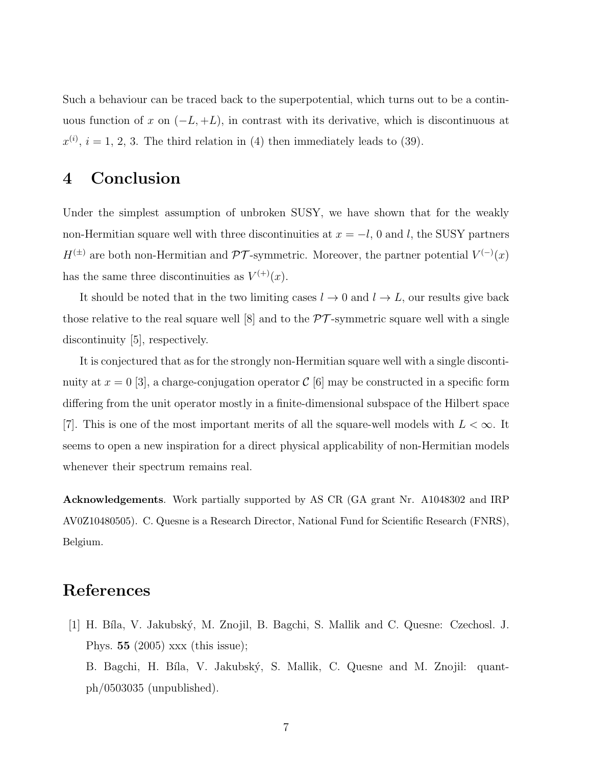Such a behaviour can be traced back to the superpotential, which turns out to be a continuous function of $x$ on $(-L, +L)$, in contrast with its derivative, which is discontinuous at $x^{(i)}$, $i = 1, 2, 3$. The third relation in (4) then immediately leads to (39).

## 4 Conclusion

Under the simplest assumption of unbroken SUSY, we have shown that for the weakly non-Hermitian square well with three discontinuities at $x = -l$, 0 and $l$, the SUSY partners $H^{(\pm)}$ are both non-Hermitian and $\mathcal{PT}$-symmetric. Moreover, the partner potential $V^{(-)}(x)$ has the same three discontinuities as $V^{(+)}(x)$.

It should be noted that in the two limiting cases $l \to 0$ and $l \to L$, our results give back those relative to the real square well [8] and to the $\mathcal{PT}$-symmetric square well with a single discontinuity [5], respectively.

It is conjectured that as for the strongly non-Hermitian square well with a single discontinuity at $x = 0$ [3], a charge-conjugation operator $\mathcal{C}$ [6] may be constructed in a specific form differing from the unit operator mostly in a finite-dimensional subspace of the Hilbert space [7]. This is one of the most important merits of all the square-well models with $L < \infty$. It seems to open a new inspiration for a direct physical applicability of non-Hermitian models whenever their spectrum remains real.

**Acknowledgements**. Work partially supported by AS CR (GA grant Nr. A1048302 and IRP AV0Z10480505). C. Quesne is a Research Director, National Fund for Scientific Research (FNRS), Belgium.

## References

[1] H. Bíla, V. Jakubský, M. Znojil, B. Bagchi, S. Mallik and C. Quesne: Czechosl. J. Phys. **55** (2005) xxx (this issue);
B. Bagchi, H. Bíla, V. Jakubský, S. Mallik, C. Quesne and M. Znojil: quant-ph/0503035 (unpublished).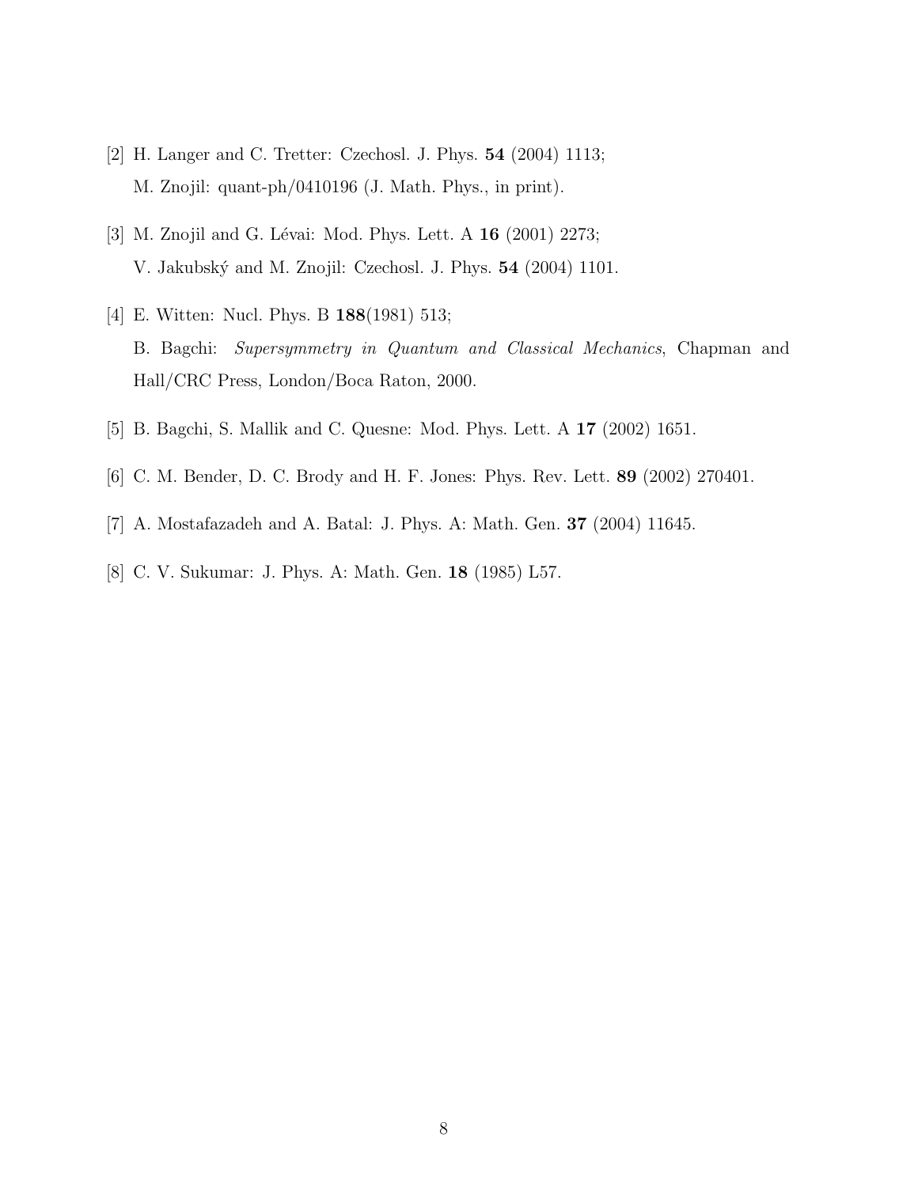[2] H. Langer and C. Tretter: Czechosl. J. Phys. **54** (2004) 1113;
M. Znojil: quant-ph/0410196 (J. Math. Phys., in print).

[3] M. Znojil and G. Lévai: Mod. Phys. Lett. A **16** (2001) 2273;
V. Jakubský and M. Znojil: Czechosl. J. Phys. **54** (2004) 1101.

[4] E. Witten: Nucl. Phys. B **188**(1981) 513;
B. Bagchi: *Supersymmetry in Quantum and Classical Mechanics*, Chapman and Hall/CRC Press, London/Boca Raton, 2000.

[5] B. Bagchi, S. Mallik and C. Quesne: Mod. Phys. Lett. A **17** (2002) 1651.

[6] C. M. Bender, D. C. Brody and H. F. Jones: Phys. Rev. Lett. **89** (2002) 270401.

[7] A. Mostafazadeh and A. Batal: J. Phys. A: Math. Gen. **37** (2004) 11645.

[8] C. V. Sukumar: J. Phys. A: Math. Gen. **18** (1985) L57.